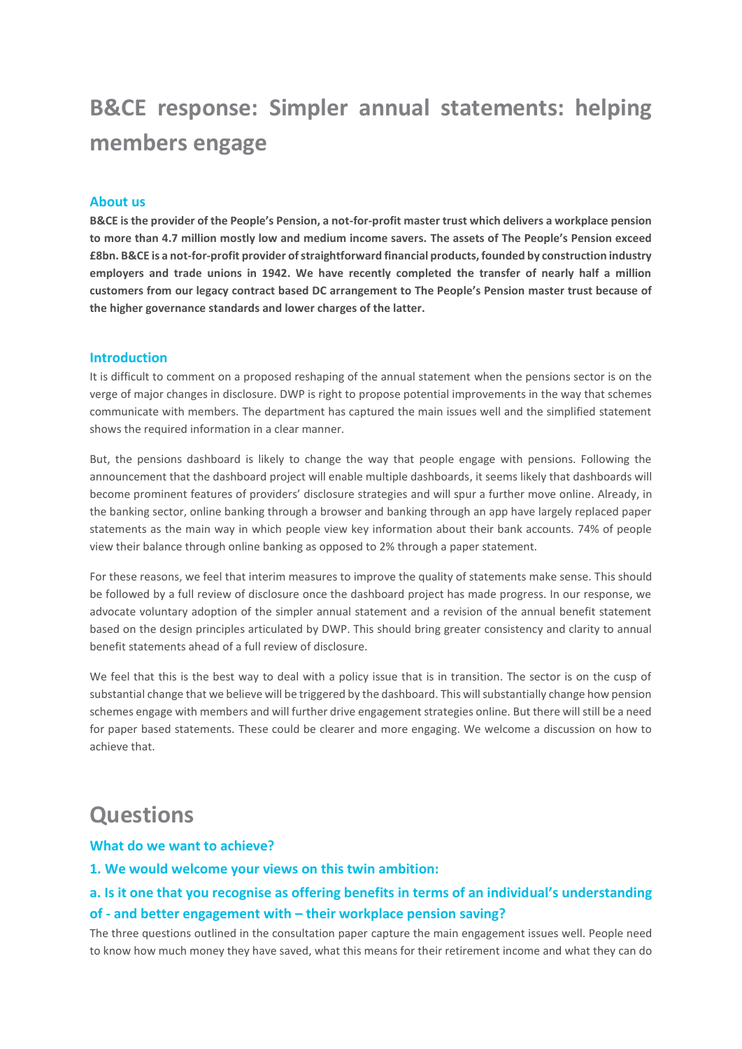# B&CE response: Simpler annual statements: helping members engage

## About us

**B&CE is the provider of the People's Pension, a not-for-profit master trust which delivers a workplace pension to more than 4.7 million mostly low and medium income savers. The assets of The People's Pension exceed £8bn. B&CE is a not-for-profit provider of straightforward financial products, founded by construction industry employers and trade unions in 1942. We have recently completed the transfer of nearly half a million customers from our legacy contract based DC arrangement to The People's Pension master trust because of the higher governance standards and lower charges of the latter.**

## Introduction

It is difficult to comment on a proposed reshaping of the annual statement when the pensions sector is on the verge of major changes in disclosure. DWP is right to propose potential improvements in the way that schemes communicate with members. The department has captured the main issues well and the simplified statement shows the required information in a clear manner.

But, the pensions dashboard is likely to change the way that people engage with pensions. Following the announcement that the dashboard project will enable multiple dashboards, it seems likely that dashboards will become prominent features of providers' disclosure strategies and will spur a further move online. Already, in the banking sector, online banking through a browser and banking through an app have largely replaced paper statements as the main way in which people view key information about their bank accounts. 74% of people view their balance through online banking as opposed to 2% through a paper statement.

For these reasons, we feel that interim measures to improve the quality of statements make sense. This should be followed by a full review of disclosure once the dashboard project has made progress. In our response, we advocate voluntary adoption of the simpler annual statement and a revision of the annual benefit statement based on the design principles articulated by DWP. This should bring greater consistency and clarity to annual benefit statements ahead of a full review of disclosure.

We feel that this is the best way to deal with a policy issue that is in transition. The sector is on the cusp of substantial change that we believe will be triggered by the dashboard. This will substantially change how pension schemes engage with members and will further drive engagement strategies online. But there will still be a need for paper based statements. These could be clearer and more engaging. We welcome a discussion on how to achieve that.

# Questions

## What do we want to achieve?

## 1. We would welcome your views on this twin ambition:

### a. Is it one that you recognise as offering benefits in terms of an individual's understanding of - and better engagement with – their workplace pension saving?

The three questions outlined in the consultation paper capture the main engagement issues well. People need to know how much money they have saved, what this means for their retirement income and what they can do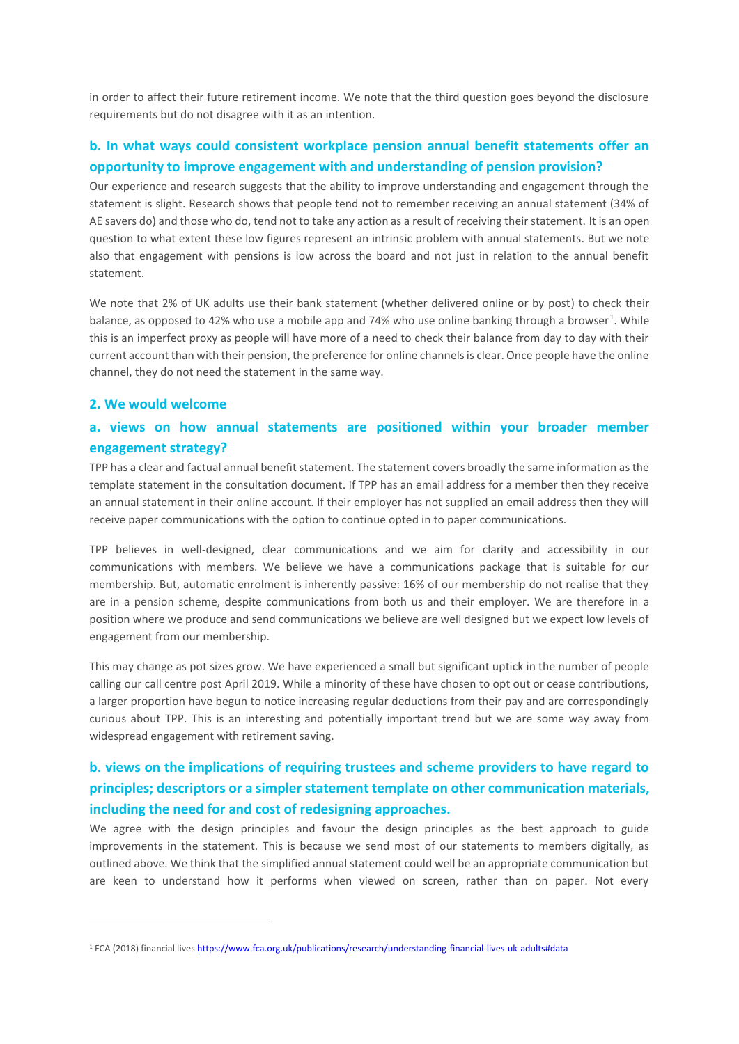in order to affect their future retirement income. We note that the third question goes beyond the disclosure requirements but do not disagree with it as an intention.

### b. In what ways could consistent workplace pension annual benefit statements offer an opportunity to improve engagement with and understanding of pension provision?

Our experience and research suggests that the ability to improve understanding and engagement through the statement is slight. Research shows that people tend not to remember receiving an annual statement (34% of AE savers do) and those who do, tend not to take any action as a result of receiving their statement. It is an open question to what extent these low figures represent an intrinsic problem with annual statements. But we note also that engagement with pensions is low across the board and not just in relation to the annual benefit statement.

We note that 2% of UK adults use their bank statement (whether delivered online or by post) to check their balance, as opposed to 42% who use a mobile app and 74% who use online banking through a browser[1]. While this is an imperfect proxy as people will have more of a need to check their balance from day to day with their current account than with their pension, the preference for online channels is clear. Once people have the online channel, they do not need the statement in the same way.

### 2. We would welcome

### a. views on how annual statements are positioned within your broader member engagement strategy?

TPP has a clear and factual annual benefit statement. The statement covers broadly the same information as the template statement in the consultation document. If TPP has an email address for a member then they receive an annual statement in their online account. If their employer has not supplied an email address then they will receive paper communications with the option to continue opted in to paper communications.

TPP believes in well-designed, clear communications and we aim for clarity and accessibility in our communications with members. We believe we have a communications package that is suitable for our membership. But, automatic enrolment is inherently passive: 16% of our membership do not realise that they are in a pension scheme, despite communications from both us and their employer. We are therefore in a position where we produce and send communications we believe are well designed but we expect low levels of engagement from our membership.

This may change as pot sizes grow. We have experienced a small but significant uptick in the number of people calling our call centre post April 2019. While a minority of these have chosen to opt out or cease contributions, a larger proportion have begun to notice increasing regular deductions from their pay and are correspondingly curious about TPP. This is an interesting and potentially important trend but we are some way away from widespread engagement with retirement saving.

### b. views on the implications of requiring trustees and scheme providers to have regard to principles; descriptors or a simpler statement template on other communication materials, including the need for and cost of redesigning approaches.

We agree with the design principles and favour the design principles as the best approach to guide improvements in the statement. This is because we send most of our statements to members digitally, as outlined above. We think that the simplified annual statement could well be an appropriate communication but are keen to understand how it performs when viewed on screen, rather than on paper. Not every

---

[1] FCA (2018) financial lives https://www.fca.org.uk/publications/research/understanding-financial-lives-uk-adults#data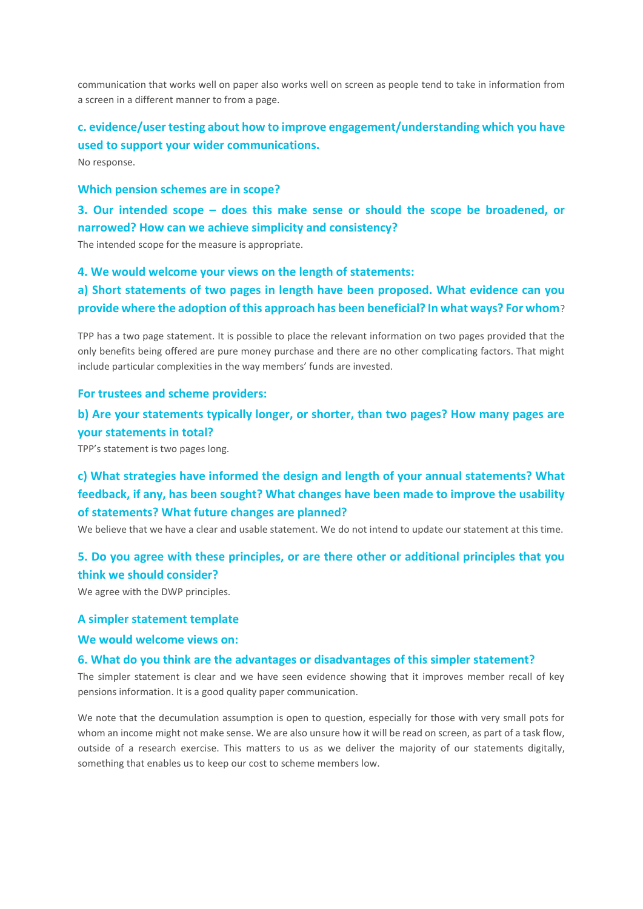communication that works well on paper also works well on screen as people tend to take in information from a screen in a different manner to from a page.

### c. evidence/user testing about how to improve engagement/understanding which you have used to support your wider communications.

No response.

## Which pension schemes are in scope?

### 3. Our intended scope – does this make sense or should the scope be broadened, or narrowed? How can we achieve simplicity and consistency?

The intended scope for the measure is appropriate.

### 4. We would welcome your views on the length of statements:

### a) Short statements of two pages in length have been proposed. What evidence can you provide where the adoption of this approach has been beneficial? In what ways? For whom?

TPP has a two page statement. It is possible to place the relevant information on two pages provided that the only benefits being offered are pure money purchase and there are no other complicating factors. That might include particular complexities in the way members' funds are invested.

### For trustees and scheme providers:

### b) Are your statements typically longer, or shorter, than two pages? How many pages are your statements in total?

TPP's statement is two pages long.

### c) What strategies have informed the design and length of your annual statements? What feedback, if any, has been sought? What changes have been made to improve the usability of statements? What future changes are planned?

We believe that we have a clear and usable statement. We do not intend to update our statement at this time.

### 5. Do you agree with these principles, or are there other or additional principles that you think we should consider?

We agree with the DWP principles.

## A simpler statement template

### We would welcome views on:

### 6. What do you think are the advantages or disadvantages of this simpler statement?

The simpler statement is clear and we have seen evidence showing that it improves member recall of key pensions information. It is a good quality paper communication.

We note that the decumulation assumption is open to question, especially for those with very small pots for whom an income might not make sense. We are also unsure how it will be read on screen, as part of a task flow, outside of a research exercise. This matters to us as we deliver the majority of our statements digitally, something that enables us to keep our cost to scheme members low.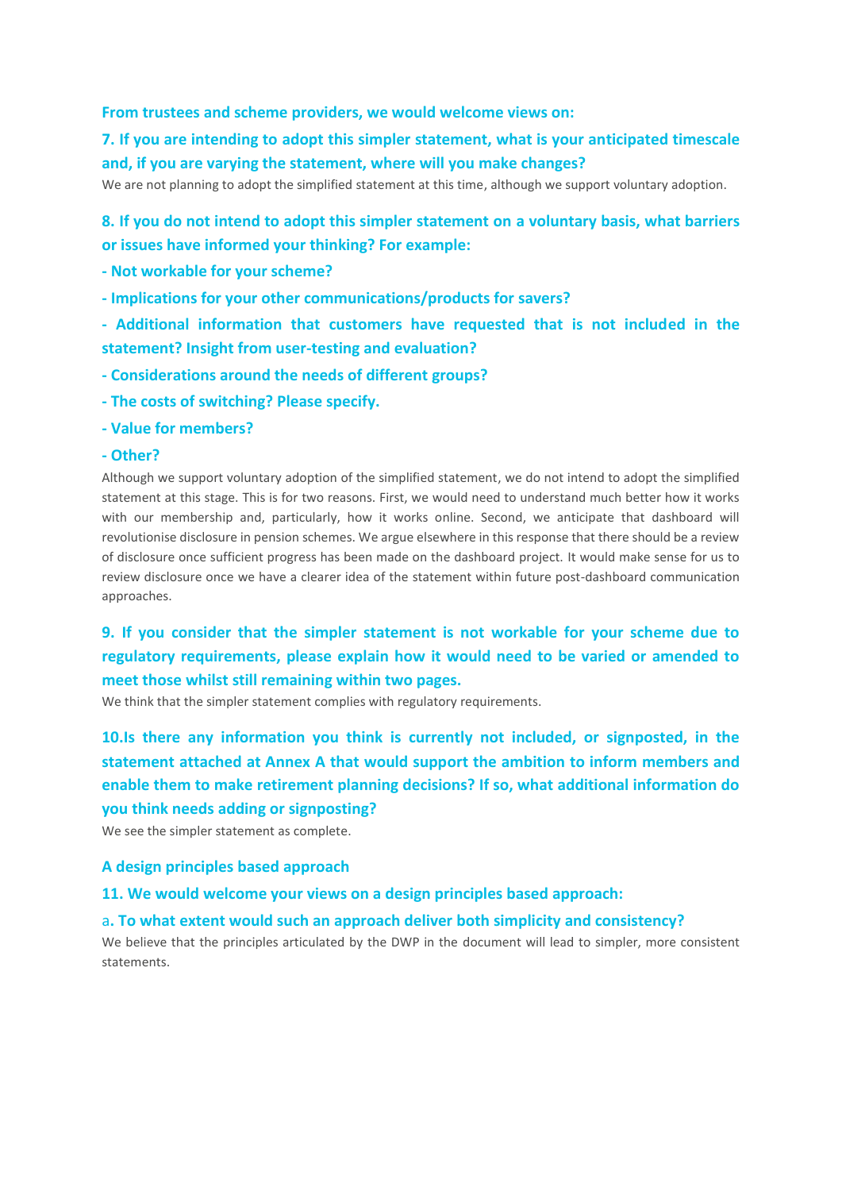**From trustees and scheme providers, we would welcome views on:**

**7. If you are intending to adopt this simpler statement, what is your anticipated timescale and, if you are varying the statement, where will you make changes?**

We are not planning to adopt the simplified statement at this time, although we support voluntary adoption.

**8. If you do not intend to adopt this simpler statement on a voluntary basis, what barriers or issues have informed your thinking? For example:**

**- Not workable for your scheme?**

**- Implications for your other communications/products for savers?**

**- Additional information that customers have requested that is not included in the statement? Insight from user-testing and evaluation?**

**- Considerations around the needs of different groups?**

**- The costs of switching? Please specify.**

**- Value for members?**

**- Other?**

Although we support voluntary adoption of the simplified statement, we do not intend to adopt the simplified statement at this stage. This is for two reasons. First, we would need to understand much better how it works with our membership and, particularly, how it works online. Second, we anticipate that dashboard will revolutionise disclosure in pension schemes. We argue elsewhere in this response that there should be a review of disclosure once sufficient progress has been made on the dashboard project. It would make sense for us to review disclosure once we have a clearer idea of the statement within future post-dashboard communication approaches.

**9. If you consider that the simpler statement is not workable for your scheme due to regulatory requirements, please explain how it would need to be varied or amended to meet those whilst still remaining within two pages.**

We think that the simpler statement complies with regulatory requirements.

**10.Is there any information you think is currently not included, or signposted, in the statement attached at Annex A that would support the ambition to inform members and enable them to make retirement planning decisions? If so, what additional information do you think needs adding or signposting?**

We see the simpler statement as complete.

## A design principles based approach

**11. We would welcome your views on a design principles based approach:**

a. **To what extent would such an approach deliver both simplicity and consistency?**

We believe that the principles articulated by the DWP in the document will lead to simpler, more consistent statements.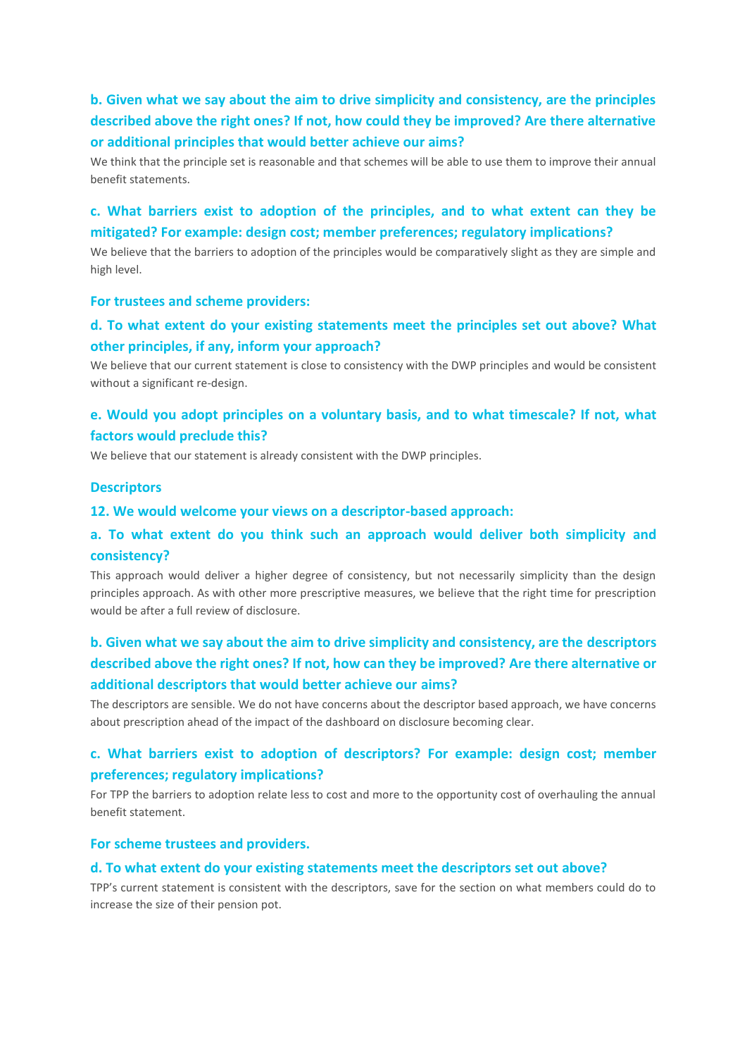### b. Given what we say about the aim to drive simplicity and consistency, are the principles described above the right ones? If not, how could they be improved? Are there alternative or additional principles that would better achieve our aims?

We think that the principle set is reasonable and that schemes will be able to use them to improve their annual benefit statements.

### c. What barriers exist to adoption of the principles, and to what extent can they be mitigated? For example: design cost; member preferences; regulatory implications?

We believe that the barriers to adoption of the principles would be comparatively slight as they are simple and high level.

### For trustees and scheme providers:

### d. To what extent do your existing statements meet the principles set out above? What other principles, if any, inform your approach?

We believe that our current statement is close to consistency with the DWP principles and would be consistent without a significant re-design.

### e. Would you adopt principles on a voluntary basis, and to what timescale? If not, what factors would preclude this?

We believe that our statement is already consistent with the DWP principles.

## Descriptors

### 12. We would welcome your views on a descriptor-based approach:

### a. To what extent do you think such an approach would deliver both simplicity and consistency?

This approach would deliver a higher degree of consistency, but not necessarily simplicity than the design principles approach. As with other more prescriptive measures, we believe that the right time for prescription would be after a full review of disclosure.

### b. Given what we say about the aim to drive simplicity and consistency, are the descriptors described above the right ones? If not, how can they be improved? Are there alternative or additional descriptors that would better achieve our aims?

The descriptors are sensible. We do not have concerns about the descriptor based approach, we have concerns about prescription ahead of the impact of the dashboard on disclosure becoming clear.

### c. What barriers exist to adoption of descriptors? For example: design cost; member preferences; regulatory implications?

For TPP the barriers to adoption relate less to cost and more to the opportunity cost of overhauling the annual benefit statement.

### For scheme trustees and providers.

### d. To what extent do your existing statements meet the descriptors set out above?

TPP's current statement is consistent with the descriptors, save for the section on what members could do to increase the size of their pension pot.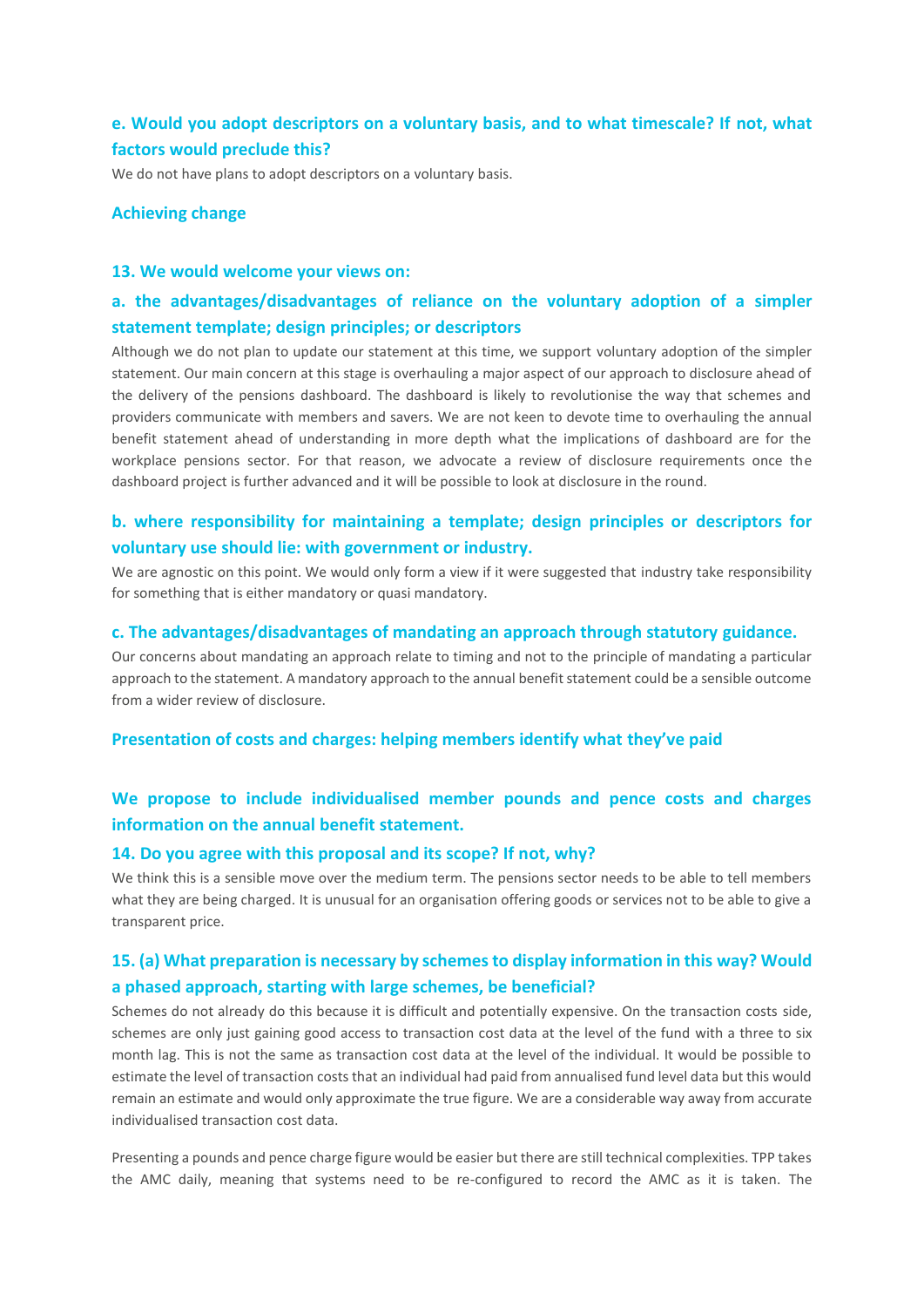### e. Would you adopt descriptors on a voluntary basis, and to what timescale? If not, what factors would preclude this?

We do not have plans to adopt descriptors on a voluntary basis.

## Achieving change

### 13. We would welcome your views on:

### a. the advantages/disadvantages of reliance on the voluntary adoption of a simpler statement template; design principles; or descriptors

Although we do not plan to update our statement at this time, we support voluntary adoption of the simpler statement. Our main concern at this stage is overhauling a major aspect of our approach to disclosure ahead of the delivery of the pensions dashboard. The dashboard is likely to revolutionise the way that schemes and providers communicate with members and savers. We are not keen to devote time to overhauling the annual benefit statement ahead of understanding in more depth what the implications of dashboard are for the workplace pensions sector. For that reason, we advocate a review of disclosure requirements once the dashboard project is further advanced and it will be possible to look at disclosure in the round.

### b. where responsibility for maintaining a template; design principles or descriptors for voluntary use should lie: with government or industry.

We are agnostic on this point. We would only form a view if it were suggested that industry take responsibility for something that is either mandatory or quasi mandatory.

### c. The advantages/disadvantages of mandating an approach through statutory guidance.

Our concerns about mandating an approach relate to timing and not to the principle of mandating a particular approach to the statement. A mandatory approach to the annual benefit statement could be a sensible outcome from a wider review of disclosure.

## Presentation of costs and charges: helping members identify what they've paid

### We propose to include individualised member pounds and pence costs and charges information on the annual benefit statement.

### 14. Do you agree with this proposal and its scope? If not, why?

We think this is a sensible move over the medium term. The pensions sector needs to be able to tell members what they are being charged. It is unusual for an organisation offering goods or services not to be able to give a transparent price.

### 15. (a) What preparation is necessary by schemes to display information in this way? Would a phased approach, starting with large schemes, be beneficial?

Schemes do not already do this because it is difficult and potentially expensive. On the transaction costs side, schemes are only just gaining good access to transaction cost data at the level of the fund with a three to six month lag. This is not the same as transaction cost data at the level of the individual. It would be possible to estimate the level of transaction costs that an individual had paid from annualised fund level data but this would remain an estimate and would only approximate the true figure. We are a considerable way away from accurate individualised transaction cost data.

Presenting a pounds and pence charge figure would be easier but there are still technical complexities. TPP takes the AMC daily, meaning that systems need to be re-configured to record the AMC as it is taken. The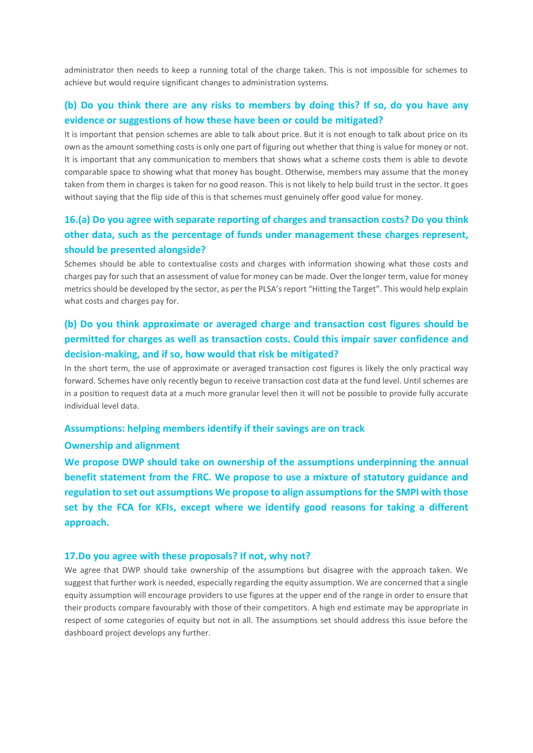administrator then needs to keep a running total of the charge taken. This is not impossible for schemes to achieve but would require significant changes to administration systems.

### (b) Do you think there are any risks to members by doing this? If so, do you have any evidence or suggestions of how these have been or could be mitigated?

It is important that pension schemes are able to talk about price. But it is not enough to talk about price on its own as the amount something costs is only one part of figuring out whether that thing is value for money or not. It is important that any communication to members that shows what a scheme costs them is able to devote comparable space to showing what that money has bought. Otherwise, members may assume that the money taken from them in charges is taken for no good reason. This is not likely to help build trust in the sector. It goes without saying that the flip side of this is that schemes must genuinely offer good value for money.

### 16.(a) Do you agree with separate reporting of charges and transaction costs? Do you think other data, such as the percentage of funds under management these charges represent, should be presented alongside?

Schemes should be able to contextualise costs and charges with information showing what those costs and charges pay for such that an assessment of value for money can be made. Over the longer term, value for money metrics should be developed by the sector, as per the PLSA's report "Hitting the Target". This would help explain what costs and charges pay for.

### (b) Do you think approximate or averaged charge and transaction cost figures should be permitted for charges as well as transaction costs. Could this impair saver confidence and decision-making, and if so, how would that risk be mitigated?

In the short term, the use of approximate or averaged transaction cost figures is likely the only practical way forward. Schemes have only recently begun to receive transaction cost data at the fund level. Until schemes are in a position to request data at a much more granular level then it will not be possible to provide fully accurate individual level data.

### Assumptions: helping members identify if their savings are on track

### Ownership and alignment

**We propose DWP should take on ownership of the assumptions underpinning the annual benefit statement from the FRC. We propose to use a mixture of statutory guidance and regulation to set out assumptions We propose to align assumptions for the SMPI with those set by the FCA for KFIs, except where we identify good reasons for taking a different approach.**

### 17.Do you agree with these proposals? If not, why not?

We agree that DWP should take ownership of the assumptions but disagree with the approach taken. We suggest that further work is needed, especially regarding the equity assumption. We are concerned that a single equity assumption will encourage providers to use figures at the upper end of the range in order to ensure that their products compare favourably with those of their competitors. A high end estimate may be appropriate in respect of some categories of equity but not in all. The assumptions set should address this issue before the dashboard project develops any further.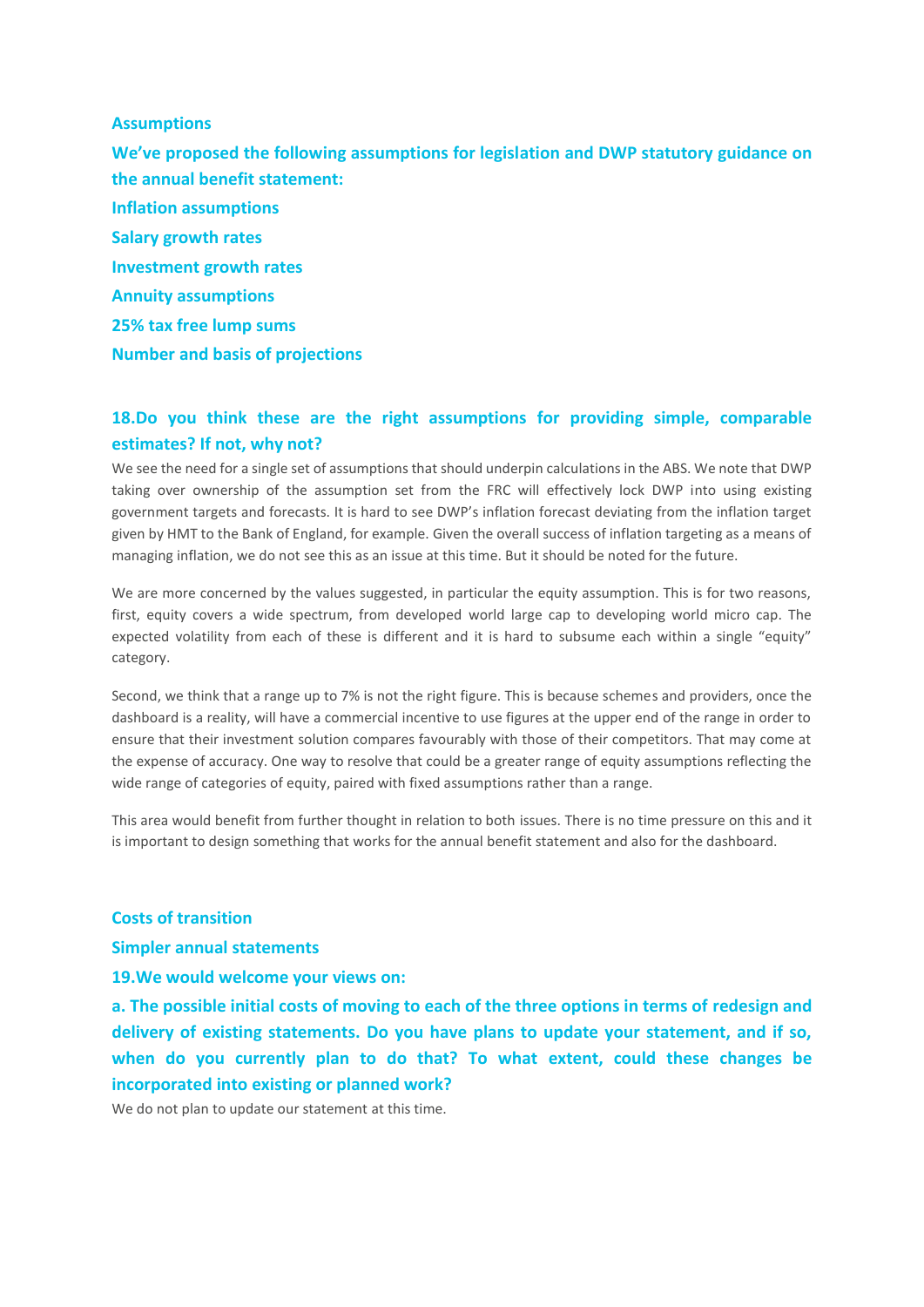**Assumptions**

**We've proposed the following assumptions for legislation and DWP statutory guidance on the annual benefit statement:**

**Inflation assumptions**

**Salary growth rates**

**Investment growth rates**

**Annuity assumptions**

**25% tax free lump sums**

**Number and basis of projections**

**18.Do you think these are the right assumptions for providing simple, comparable estimates? If not, why not?**

We see the need for a single set of assumptions that should underpin calculations in the ABS. We note that DWP taking over ownership of the assumption set from the FRC will effectively lock DWP into using existing government targets and forecasts. It is hard to see DWP's inflation forecast deviating from the inflation target given by HMT to the Bank of England, for example. Given the overall success of inflation targeting as a means of managing inflation, we do not see this as an issue at this time. But it should be noted for the future.

We are more concerned by the values suggested, in particular the equity assumption. This is for two reasons, first, equity covers a wide spectrum, from developed world large cap to developing world micro cap. The expected volatility from each of these is different and it is hard to subsume each within a single "equity" category.

Second, we think that a range up to 7% is not the right figure. This is because schemes and providers, once the dashboard is a reality, will have a commercial incentive to use figures at the upper end of the range in order to ensure that their investment solution compares favourably with those of their competitors. That may come at the expense of accuracy. One way to resolve that could be a greater range of equity assumptions reflecting the wide range of categories of equity, paired with fixed assumptions rather than a range.

This area would benefit from further thought in relation to both issues. There is no time pressure on this and it is important to design something that works for the annual benefit statement and also for the dashboard.

**Costs of transition**

**Simpler annual statements**

**19.We would welcome your views on:**

**a. The possible initial costs of moving to each of the three options in terms of redesign and delivery of existing statements. Do you have plans to update your statement, and if so, when do you currently plan to do that? To what extent, could these changes be incorporated into existing or planned work?**

We do not plan to update our statement at this time.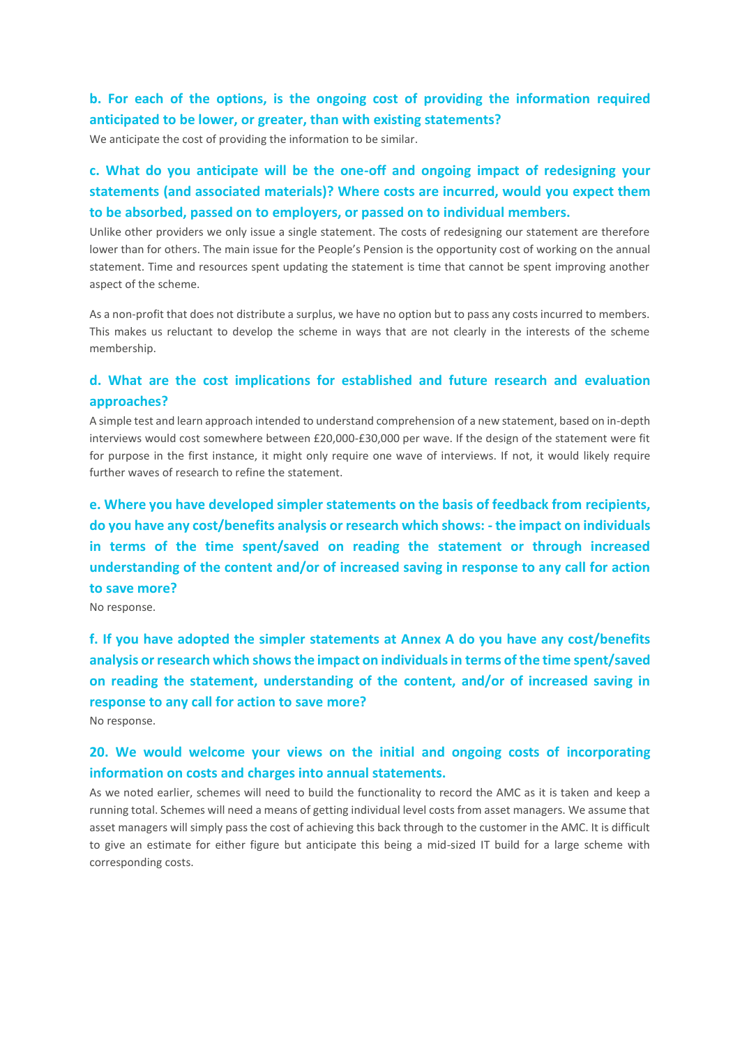**b. For each of the options, is the ongoing cost of providing the information required anticipated to be lower, or greater, than with existing statements?**

We anticipate the cost of providing the information to be similar.

**c. What do you anticipate will be the one-off and ongoing impact of redesigning your statements (and associated materials)? Where costs are incurred, would you expect them to be absorbed, passed on to employers, or passed on to individual members.**

Unlike other providers we only issue a single statement. The costs of redesigning our statement are therefore lower than for others. The main issue for the People's Pension is the opportunity cost of working on the annual statement. Time and resources spent updating the statement is time that cannot be spent improving another aspect of the scheme.

As a non-profit that does not distribute a surplus, we have no option but to pass any costs incurred to members. This makes us reluctant to develop the scheme in ways that are not clearly in the interests of the scheme membership.

**d. What are the cost implications for established and future research and evaluation approaches?**

A simple test and learn approach intended to understand comprehension of a new statement, based on in-depth interviews would cost somewhere between £20,000-£30,000 per wave. If the design of the statement were fit for purpose in the first instance, it might only require one wave of interviews. If not, it would likely require further waves of research to refine the statement.

**e. Where you have developed simpler statements on the basis of feedback from recipients, do you have any cost/benefits analysis or research which shows: - the impact on individuals in terms of the time spent/saved on reading the statement or through increased understanding of the content and/or of increased saving in response to any call for action to save more?**

No response.

**f. If you have adopted the simpler statements at Annex A do you have any cost/benefits analysis or research which shows the impact on individuals in terms of the time spent/saved on reading the statement, understanding of the content, and/or of increased saving in response to any call for action to save more?**

No response.

**20. We would welcome your views on the initial and ongoing costs of incorporating information on costs and charges into annual statements.**

As we noted earlier, schemes will need to build the functionality to record the AMC as it is taken and keep a running total. Schemes will need a means of getting individual level costs from asset managers. We assume that asset managers will simply pass the cost of achieving this back through to the customer in the AMC. It is difficult to give an estimate for either figure but anticipate this being a mid-sized IT build for a large scheme with corresponding costs.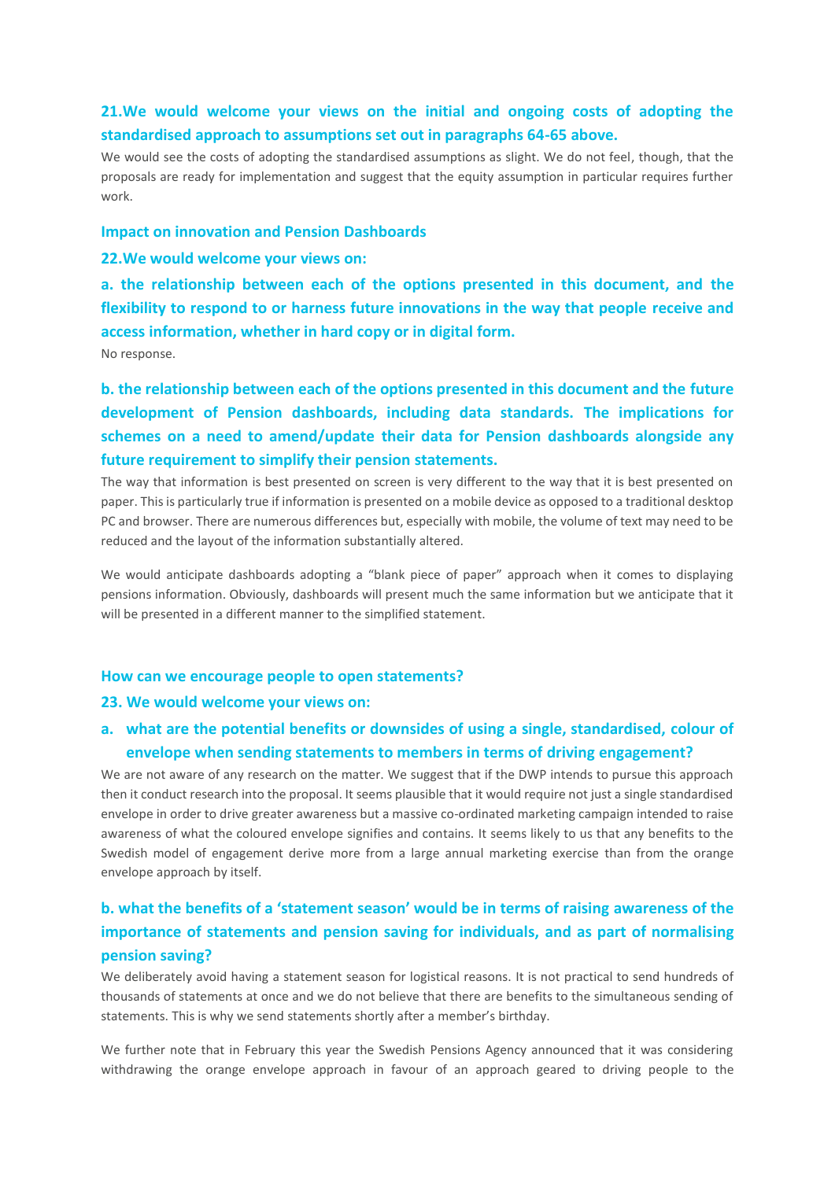## 21. We would welcome your views on the initial and ongoing costs of adopting the standardised approach to assumptions set out in paragraphs 64-65 above.

We would see the costs of adopting the standardised assumptions as slight. We do not feel, though, that the proposals are ready for implementation and suggest that the equity assumption in particular requires further work.

### Impact on innovation and Pension Dashboards

## 22. We would welcome your views on:

### a. the relationship between each of the options presented in this document, and the flexibility to respond to or harness future innovations in the way that people receive and access information, whether in hard copy or in digital form.

No response.

### b. the relationship between each of the options presented in this document and the future development of Pension dashboards, including data standards. The implications for schemes on a need to amend/update their data for Pension dashboards alongside any future requirement to simplify their pension statements.

The way that information is best presented on screen is very different to the way that it is best presented on paper. This is particularly true if information is presented on a mobile device as opposed to a traditional desktop PC and browser. There are numerous differences but, especially with mobile, the volume of text may need to be reduced and the layout of the information substantially altered.

We would anticipate dashboards adopting a "blank piece of paper" approach when it comes to displaying pensions information. Obviously, dashboards will present much the same information but we anticipate that it will be presented in a different manner to the simplified statement.

### How can we encourage people to open statements?

## 23. We would welcome your views on:

### a. what are the potential benefits or downsides of using a single, standardised, colour of envelope when sending statements to members in terms of driving engagement?

We are not aware of any research on the matter. We suggest that if the DWP intends to pursue this approach then it conduct research into the proposal. It seems plausible that it would require not just a single standardised envelope in order to drive greater awareness but a massive co-ordinated marketing campaign intended to raise awareness of what the coloured envelope signifies and contains. It seems likely to us that any benefits to the Swedish model of engagement derive more from a large annual marketing exercise than from the orange envelope approach by itself.

### b. what the benefits of a 'statement season' would be in terms of raising awareness of the importance of statements and pension saving for individuals, and as part of normalising pension saving?

We deliberately avoid having a statement season for logistical reasons. It is not practical to send hundreds of thousands of statements at once and we do not believe that there are benefits to the simultaneous sending of statements. This is why we send statements shortly after a member's birthday.

We further note that in February this year the Swedish Pensions Agency announced that it was considering withdrawing the orange envelope approach in favour of an approach geared to driving people to the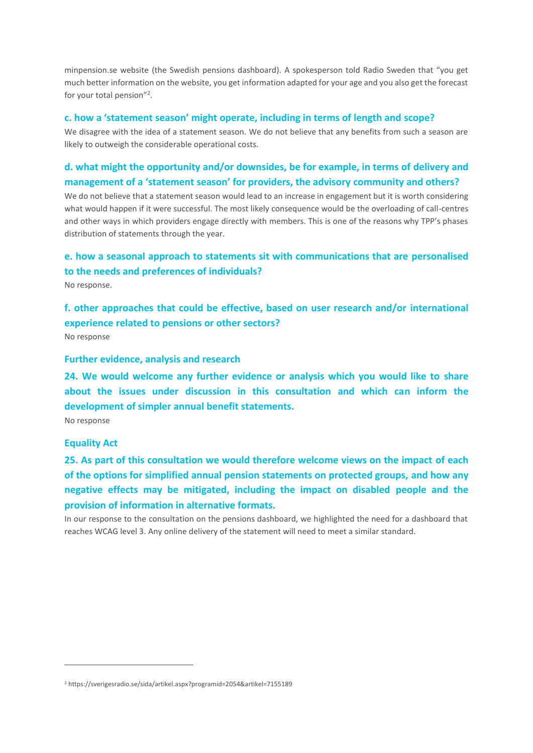minpension.se website (the Swedish pensions dashboard). A spokesperson told Radio Sweden that "you get much better information on the website, you get information adapted for your age and you also get the forecast for your total pension"[2].

### c. how a 'statement season' might operate, including in terms of length and scope?

We disagree with the idea of a statement season. We do not believe that any benefits from such a season are likely to outweigh the considerable operational costs.

### d. what might the opportunity and/or downsides, be for example, in terms of delivery and management of a 'statement season' for providers, the advisory community and others?

We do not believe that a statement season would lead to an increase in engagement but it is worth considering what would happen if it were successful. The most likely consequence would be the overloading of call-centres and other ways in which providers engage directly with members. This is one of the reasons why TPP's phases distribution of statements through the year.

### e. how a seasonal approach to statements sit with communications that are personalised to the needs and preferences of individuals?

No response.

### f. other approaches that could be effective, based on user research and/or international experience related to pensions or other sectors?

No response

### Further evidence, analysis and research

### 24. We would welcome any further evidence or analysis which you would like to share about the issues under discussion in this consultation and which can inform the development of simpler annual benefit statements.

No response

### Equality Act

### 25. As part of this consultation we would therefore welcome views on the impact of each of the options for simplified annual pension statements on protected groups, and how any negative effects may be mitigated, including the impact on disabled people and the provision of information in alternative formats.

In our response to the consultation on the pensions dashboard, we highlighted the need for a dashboard that reaches WCAG level 3. Any online delivery of the statement will need to meet a similar standard.

---

[2] https://sverigesradio.se/sida/artikel.aspx?programid=2054&artikel=7155189